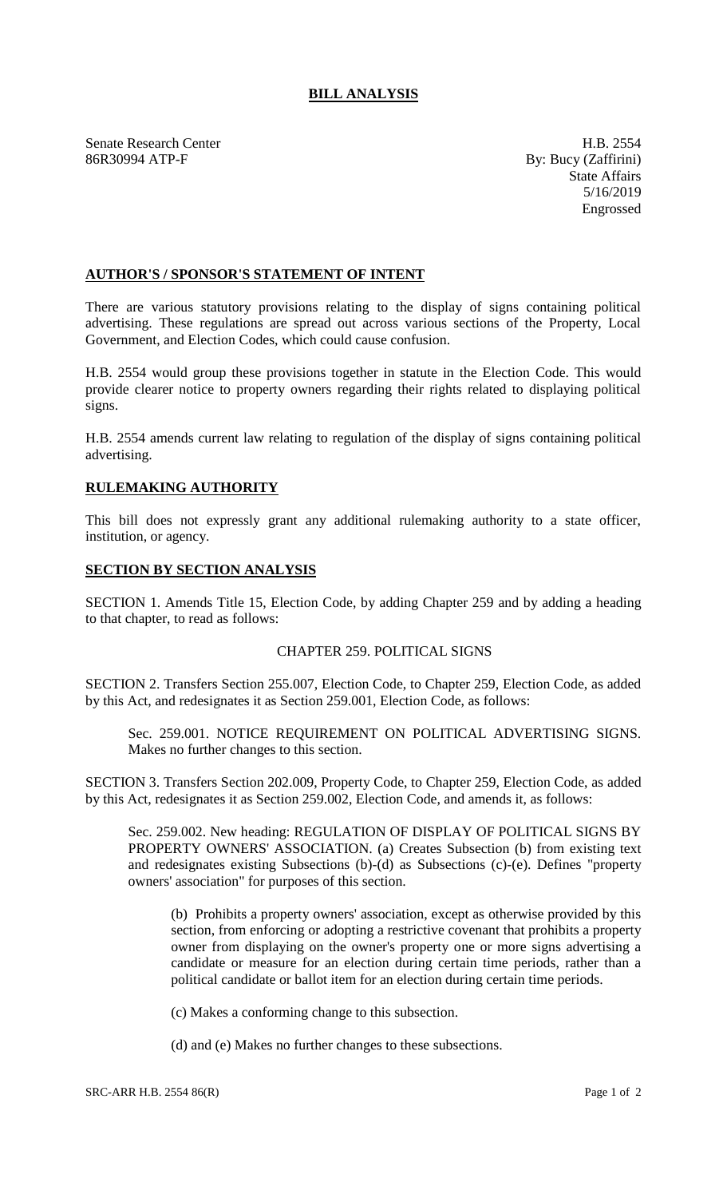# BILL ANALYSIS

Senate Research Center
86R30994 ATP-F

H.B. 2554
By: Bucy (Zaffirini)
State Affairs
5/16/2019
Engrossed

## AUTHOR'S / SPONSOR'S STATEMENT OF INTENT

There are various statutory provisions relating to the display of signs containing political advertising. These regulations are spread out across various sections of the Property, Local Government, and Election Codes, which could cause confusion.

H.B. 2554 would group these provisions together in statute in the Election Code. This would provide clearer notice to property owners regarding their rights related to displaying political signs.

H.B. 2554 amends current law relating to regulation of the display of signs containing political advertising.

## RULEMAKING AUTHORITY

This bill does not expressly grant any additional rulemaking authority to a state officer, institution, or agency.

## SECTION BY SECTION ANALYSIS

SECTION 1. Amends Title 15, Election Code, by adding Chapter 259 and by adding a heading to that chapter, to read as follows:

CHAPTER 259. POLITICAL SIGNS

SECTION 2. Transfers Section 255.007, Election Code, to Chapter 259, Election Code, as added by this Act, and redesignates it as Section 259.001, Election Code, as follows:

Sec. 259.001. NOTICE REQUIREMENT ON POLITICAL ADVERTISING SIGNS. Makes no further changes to this section.

SECTION 3. Transfers Section 202.009, Property Code, to Chapter 259, Election Code, as added by this Act, redesignates it as Section 259.002, Election Code, and amends it, as follows:

Sec. 259.002. New heading: REGULATION OF DISPLAY OF POLITICAL SIGNS BY PROPERTY OWNERS' ASSOCIATION. (a) Creates Subsection (b) from existing text and redesignates existing Subsections (b)-(d) as Subsections (c)-(e). Defines "property owners' association" for purposes of this section.

(b) Prohibits a property owners' association, except as otherwise provided by this section, from enforcing or adopting a restrictive covenant that prohibits a property owner from displaying on the owner's property one or more signs advertising a candidate or measure for an election during certain time periods, rather than a political candidate or ballot item for an election during certain time periods.

(c) Makes a conforming change to this subsection.

(d) and (e) Makes no further changes to these subsections.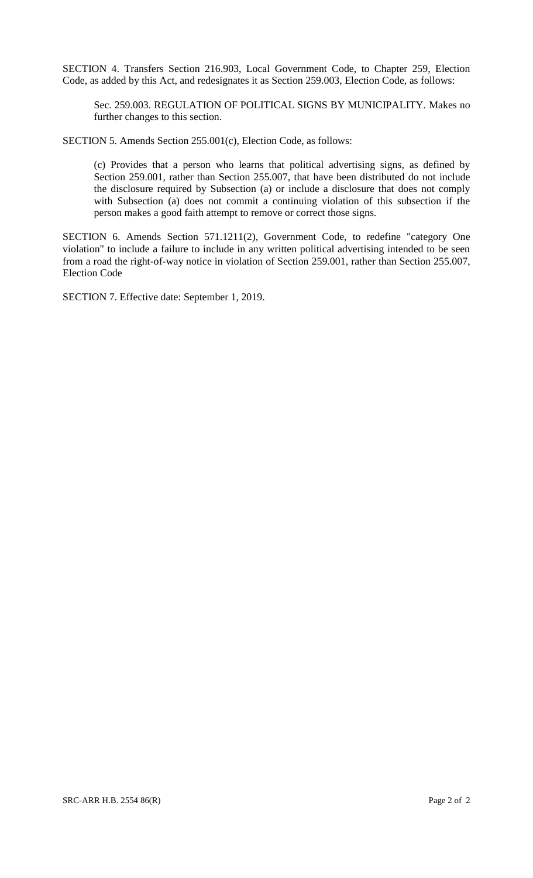SECTION 4. Transfers Section 216.903, Local Government Code, to Chapter 259, Election Code, as added by this Act, and redesignates it as Section 259.003, Election Code, as follows:

Sec. 259.003. REGULATION OF POLITICAL SIGNS BY MUNICIPALITY. Makes no further changes to this section.

SECTION 5. Amends Section 255.001(c), Election Code, as follows:

(c) Provides that a person who learns that political advertising signs, as defined by Section 259.001, rather than Section 255.007, that have been distributed do not include the disclosure required by Subsection (a) or include a disclosure that does not comply with Subsection (a) does not commit a continuing violation of this subsection if the person makes a good faith attempt to remove or correct those signs.

SECTION 6. Amends Section 571.1211(2), Government Code, to redefine "category One violation" to include a failure to include in any written political advertising intended to be seen from a road the right-of-way notice in violation of Section 259.001, rather than Section 255.007, Election Code

SECTION 7. Effective date: September 1, 2019.